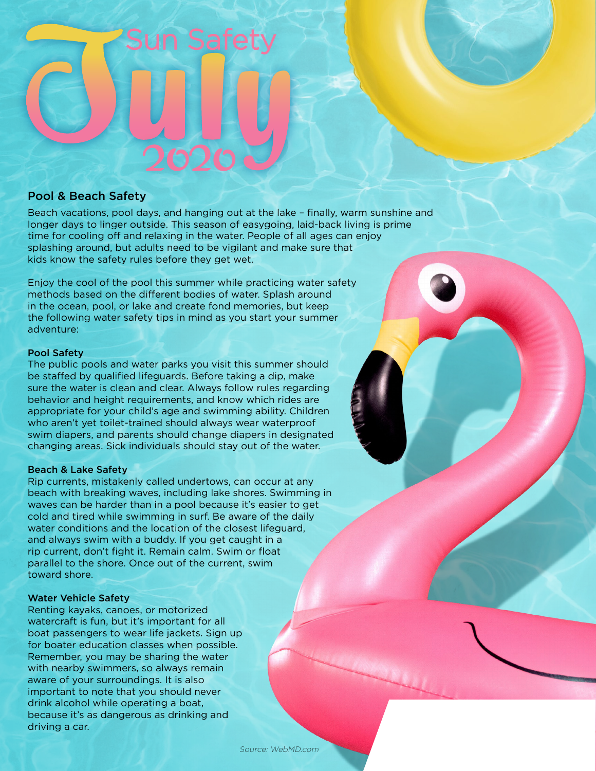# Sun Safety July 2020

## Pool & Beach Safety

Beach vacations, pool days, and hanging out at the lake – finally, warm sunshine and longer days to linger outside. This season of easygoing, laid-back living is prime time for cooling off and relaxing in the water. People of all ages can enjoy splashing around, but adults need to be vigilant and make sure that kids know the safety rules before they get wet.

Enjoy the cool of the pool this summer while practicing water safety methods based on the different bodies of water. Splash around in the ocean, pool, or lake and create fond memories, but keep the following water safety tips in mind as you start your summer adventure:

### Pool Safety

The public pools and water parks you visit this summer should be staffed by qualified lifeguards. Before taking a dip, make sure the water is clean and clear. Always follow rules regarding behavior and height requirements, and know which rides are appropriate for your child's age and swimming ability. Children who aren't yet toilet-trained should always wear waterproof swim diapers, and parents should change diapers in designated changing areas. Sick individuals should stay out of the water.

### Beach & Lake Safety

Rip currents, mistakenly called undertows, can occur at any beach with breaking waves, including lake shores. Swimming in waves can be harder than in a pool because it's easier to get cold and tired while swimming in surf. Be aware of the daily water conditions and the location of the closest lifeguard, and always swim with a buddy. If you get caught in a rip current, don't fight it. Remain calm. Swim or float parallel to the shore. Once out of the current, swim toward shore.

### Water Vehicle Safety

Renting kayaks, canoes, or motorized watercraft is fun, but it's important for all boat passengers to wear life jackets. Sign up for boater education classes when possible. Remember, you may be sharing the water with nearby swimmers, so always remain aware of your surroundings. It is also important to note that you should never drink alcohol while operating a boat, because it's as dangerous as drinking and driving a car.

*Source: WebMD.com*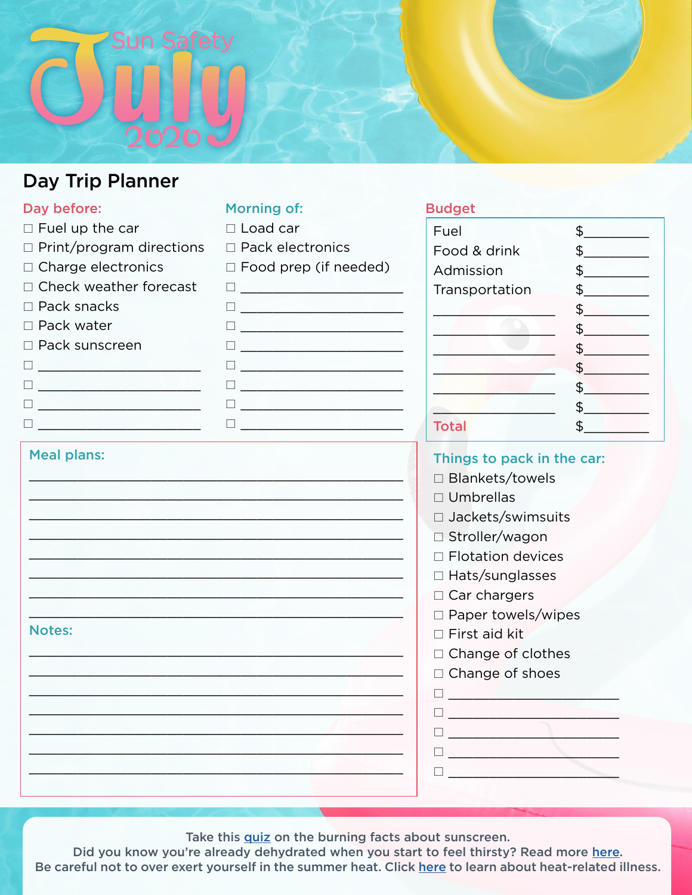# Sun Safety July 2020

## Day Trip Planner

### Day before:

- ☐ Fuel up the car
- ☐ Print/program directions
- ☐ Charge electronics
- ☐ Check weather forecast
- ☐ Pack snacks
- ☐ Pack water
- ☐ Pack sunscreen
- ☐ ____________________
- ☐ ____________________
- ☐ ____________________
- ☐ ____________________

### Morning of:

- ☐ Load car
- ☐ Pack electronics
- ☐ Food prep (if needed)
- ☐ ____________________
- ☐ ____________________
- ☐ ____________________
- ☐ ____________________
- ☐ ____________________
- ☐ ____________________
- ☐ ____________________
- ☐ ____________________

### Budget

| | |
|---|---|
| Fuel | $________ |
| Food & drink | $________ |
| Admission | $________ |
| Transportation | $________ |
| ______________ | $________ |
| ______________ | $________ |
| ______________ | $________ |
| ______________ | $________ |
| ______________ | $________ |
| ______________ | $________ |
| Total | $________ |

### Meal plans:

________________________________________________

________________________________________________

________________________________________________

________________________________________________

________________________________________________

________________________________________________

________________________________________________

________________________________________________

### Notes:

________________________________________________

________________________________________________

________________________________________________

________________________________________________

________________________________________________

________________________________________________

________________________________________________

### Things to pack in the car:

- ☐ Blankets/towels
- ☐ Umbrellas
- ☐ Jackets/swimsuits
- ☐ Stroller/wagon
- ☐ Flotation devices
- ☐ Hats/sunglasses
- ☐ Car chargers
- ☐ Paper towels/wipes
- ☐ First aid kit
- ☐ Change of clothes
- ☐ Change of shoes
- ☐ ____________________
- ☐ ____________________
- ☐ ____________________
- ☐ ____________________
- ☐ ____________________

Take this quiz on the burning facts about sunscreen.
Did you know you're already dehydrated when you start to feel thirsty? Read more here.
Be careful not to over exert yourself in the summer heat. Click here to learn about heat-related illness.